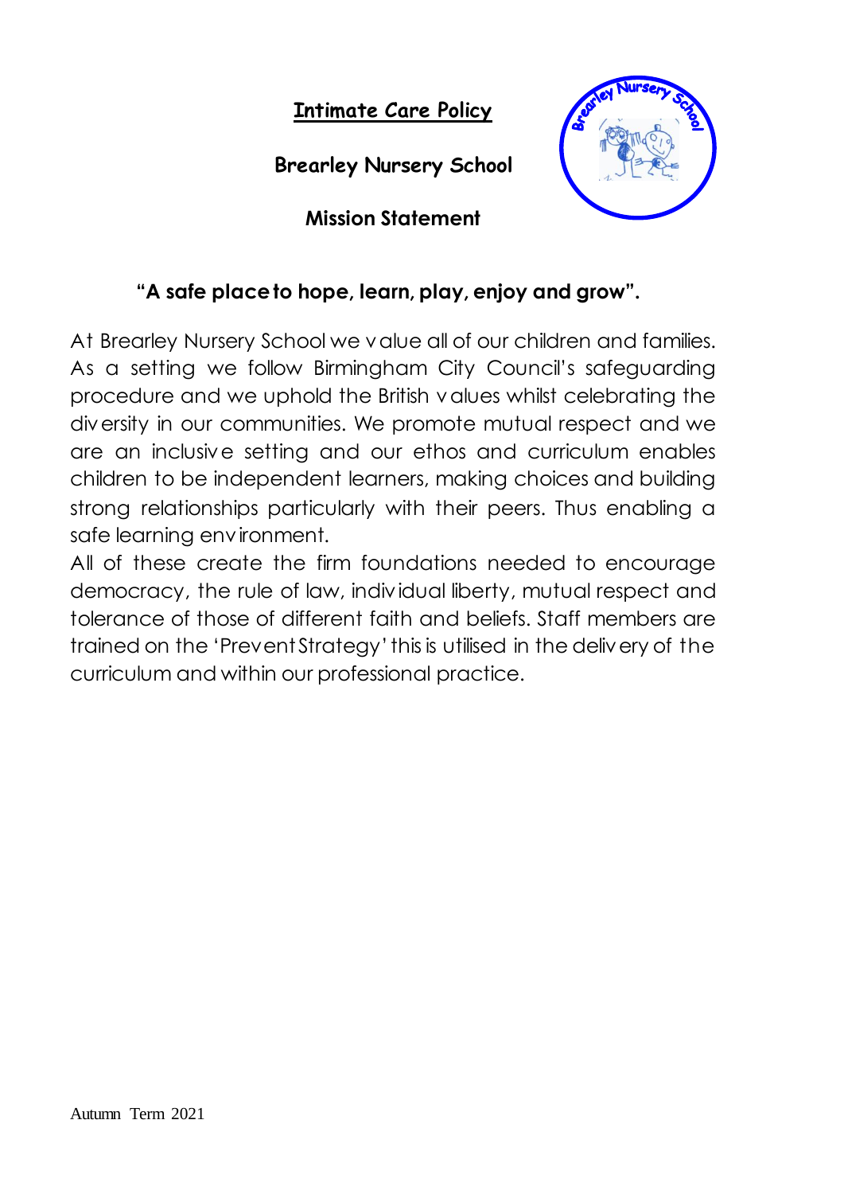# Intimate Care Policy

## Brearley Nursery School

## Mission Statement

### "A safe place to hope, learn, play, enjoy and grow".

At Brearley Nursery School we value all of our children and families. As a setting we follow Birmingham City Council's safeguarding procedure and we uphold the British values whilst celebrating the diversity in our communities. We promote mutual respect and we are an inclusive setting and our ethos and curriculum enables children to be independent learners, making choices and building strong relationships particularly with their peers. Thus enabling a safe learning environment.

All of these create the firm foundations needed to encourage democracy, the rule of law, individual liberty, mutual respect and tolerance of those of different faith and beliefs. Staff members are trained on the 'Prevent Strategy' this is utilised in the delivery of the curriculum and within our professional practice.

Autumn Term 2021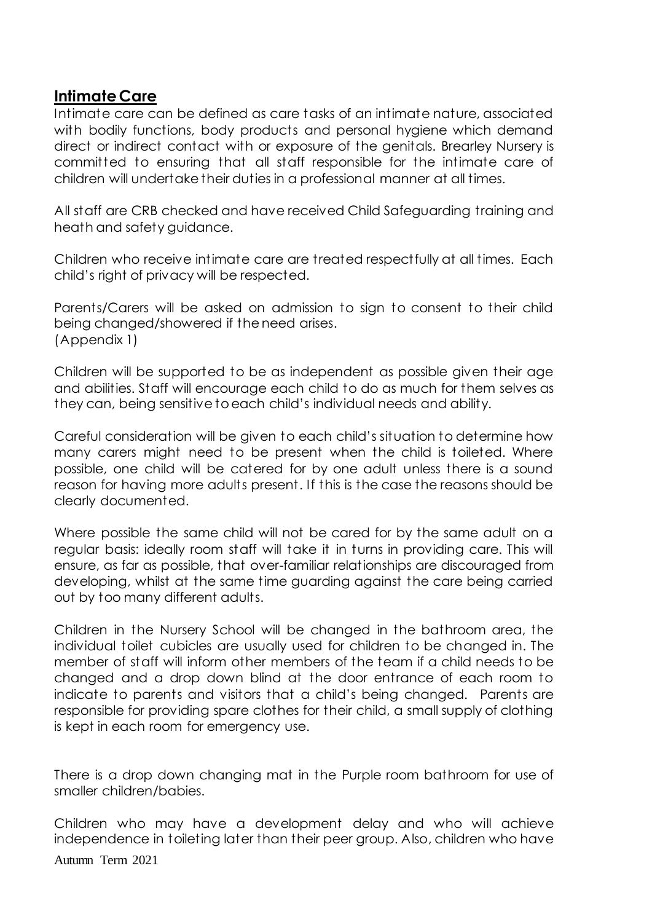## Intimate Care

Intimate care can be defined as care tasks of an intimate nature, associated with bodily functions, body products and personal hygiene which demand direct or indirect contact with or exposure of the genitals. Brearley Nursery is committed to ensuring that all staff responsible for the intimate care of children will undertake their duties in a professional manner at all times.

All staff are CRB checked and have received Child Safeguarding training and heath and safety guidance.

Children who receive intimate care are treated respectfully at all times. Each child's right of privacy will be respected.

Parents/Carers will be asked on admission to sign to consent to their child being changed/showered if the need arises.
(Appendix 1)

Children will be supported to be as independent as possible given their age and abilities. Staff will encourage each child to do as much for them selves as they can, being sensitive to each child's individual needs and ability.

Careful consideration will be given to each child's situation to determine how many carers might need to be present when the child is toileted. Where possible, one child will be catered for by one adult unless there is a sound reason for having more adults present. If this is the case the reasons should be clearly documented.

Where possible the same child will not be cared for by the same adult on a regular basis: ideally room staff will take it in turns in providing care. This will ensure, as far as possible, that over-familiar relationships are discouraged from developing, whilst at the same time guarding against the care being carried out by too many different adults.

Children in the Nursery School will be changed in the bathroom area, the individual toilet cubicles are usually used for children to be changed in. The member of staff will inform other members of the team if a child needs to be changed and a drop down blind at the door entrance of each room to indicate to parents and visitors that a child's being changed. Parents are responsible for providing spare clothes for their child, a small supply of clothing is kept in each room for emergency use.

There is a drop down changing mat in the Purple room bathroom for use of smaller children/babies.

Children who may have a development delay and who will achieve independence in toileting later than their peer group. Also, children who have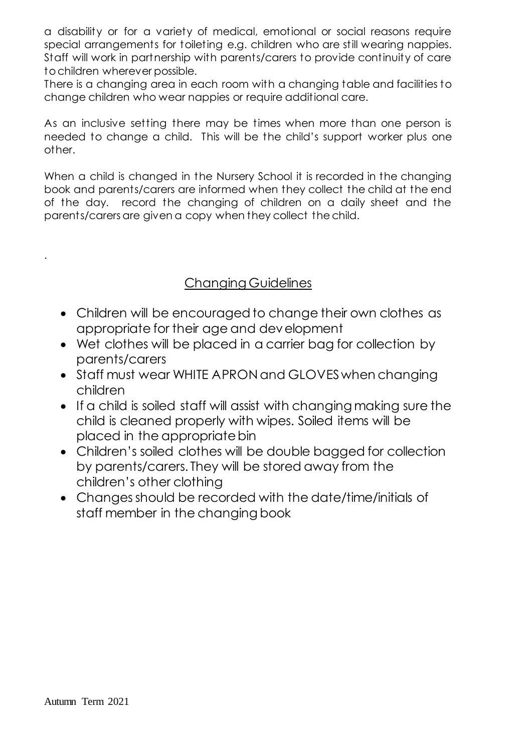a disability or for a variety of medical, emotional or social reasons require special arrangements for toileting e.g. children who are still wearing nappies. Staff will work in partnership with parents/carers to provide continuity of care to children wherever possible.
There is a changing area in each room with a changing table and facilities to change children who wear nappies or require additional care.

As an inclusive setting there may be times when more than one person is needed to change a child. This will be the child's support worker plus one other.

When a child is changed in the Nursery School it is recorded in the changing book and parents/carers are informed when they collect the child at the end of the day. record the changing of children on a daily sheet and the parents/carers are given a copy when they collect the child.

.

## Changing Guidelines

- Children will be encouraged to change their own clothes as appropriate for their age and development
- Wet clothes will be placed in a carrier bag for collection by parents/carers
- Staff must wear WHITE APRON and GLOVES when changing children
- If a child is soiled staff will assist with changing making sure the child is cleaned properly with wipes. Soiled items will be placed in the appropriate bin
- Children's soiled clothes will be double bagged for collection by parents/carers. They will be stored away from the children's other clothing
- Changes should be recorded with the date/time/initials of staff member in the changing book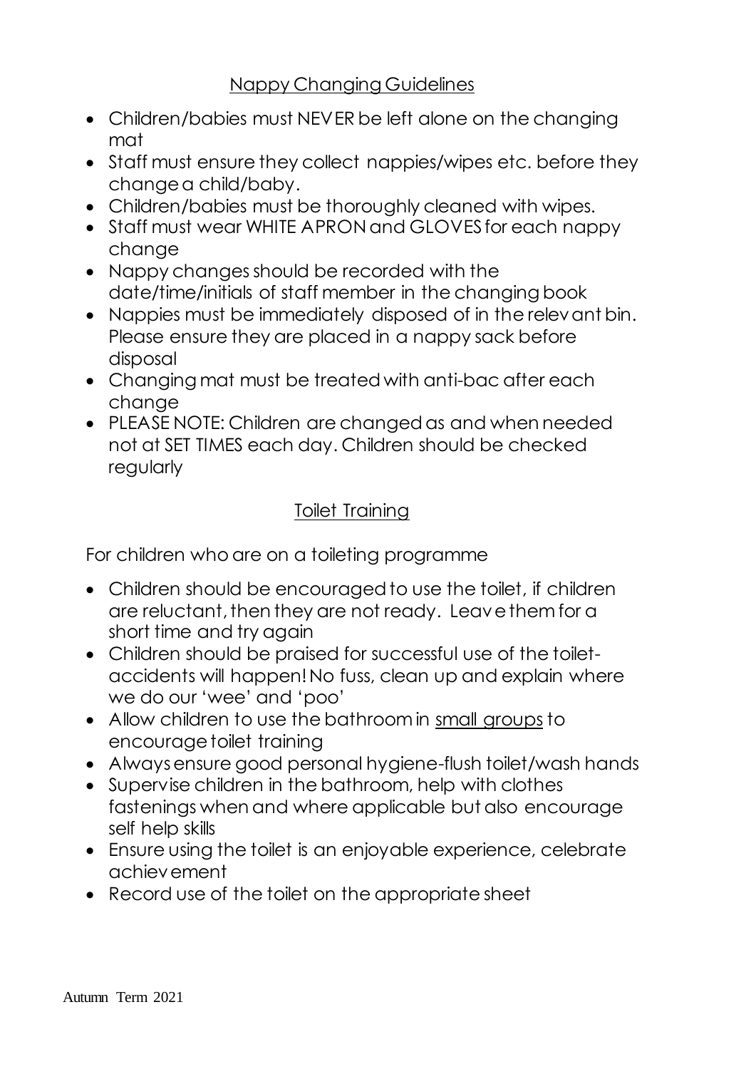## Nappy Changing Guidelines

- Children/babies must NEVER be left alone on the changing mat
- Staff must ensure they collect nappies/wipes etc. before they change a child/baby.
- Children/babies must be thoroughly cleaned with wipes.
- Staff must wear WHITE APRON and GLOVES for each nappy change
- Nappy changes should be recorded with the date/time/initials of staff member in the changing book
- Nappies must be immediately disposed of in the relevant bin. Please ensure they are placed in a nappy sack before disposal
- Changing mat must be treated with anti-bac after each change
- PLEASE NOTE: Children are changed as and when needed not at SET TIMES each day. Children should be checked regularly

## Toilet Training

For children who are on a toileting programme

- Children should be encouraged to use the toilet, if children are reluctant, then they are not ready. Leave them for a short time and try again
- Children should be praised for successful use of the toilet- accidents will happen! No fuss, clean up and explain where we do our 'wee' and 'poo'
- Allow children to use the bathroom in small groups to encourage toilet training
- Always ensure good personal hygiene-flush toilet/wash hands
- Supervise children in the bathroom, help with clothes fastenings when and where applicable but also encourage self help skills
- Ensure using the toilet is an enjoyable experience, celebrate achievement
- Record use of the toilet on the appropriate sheet

Autumn Term 2021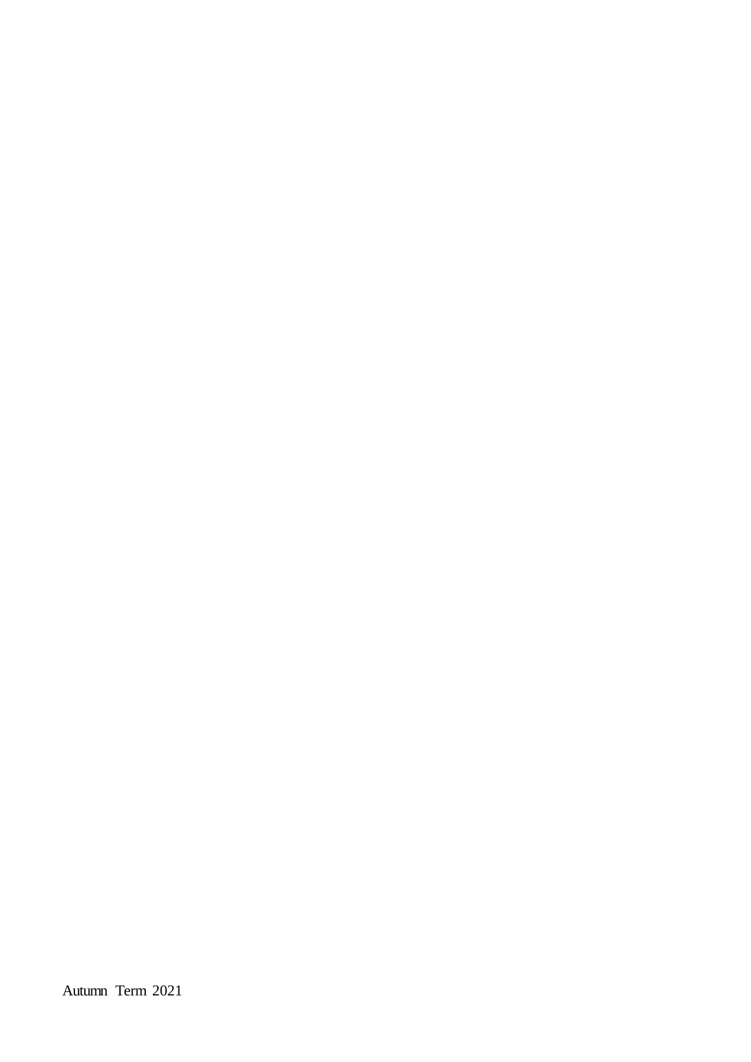Autumn Term 2021